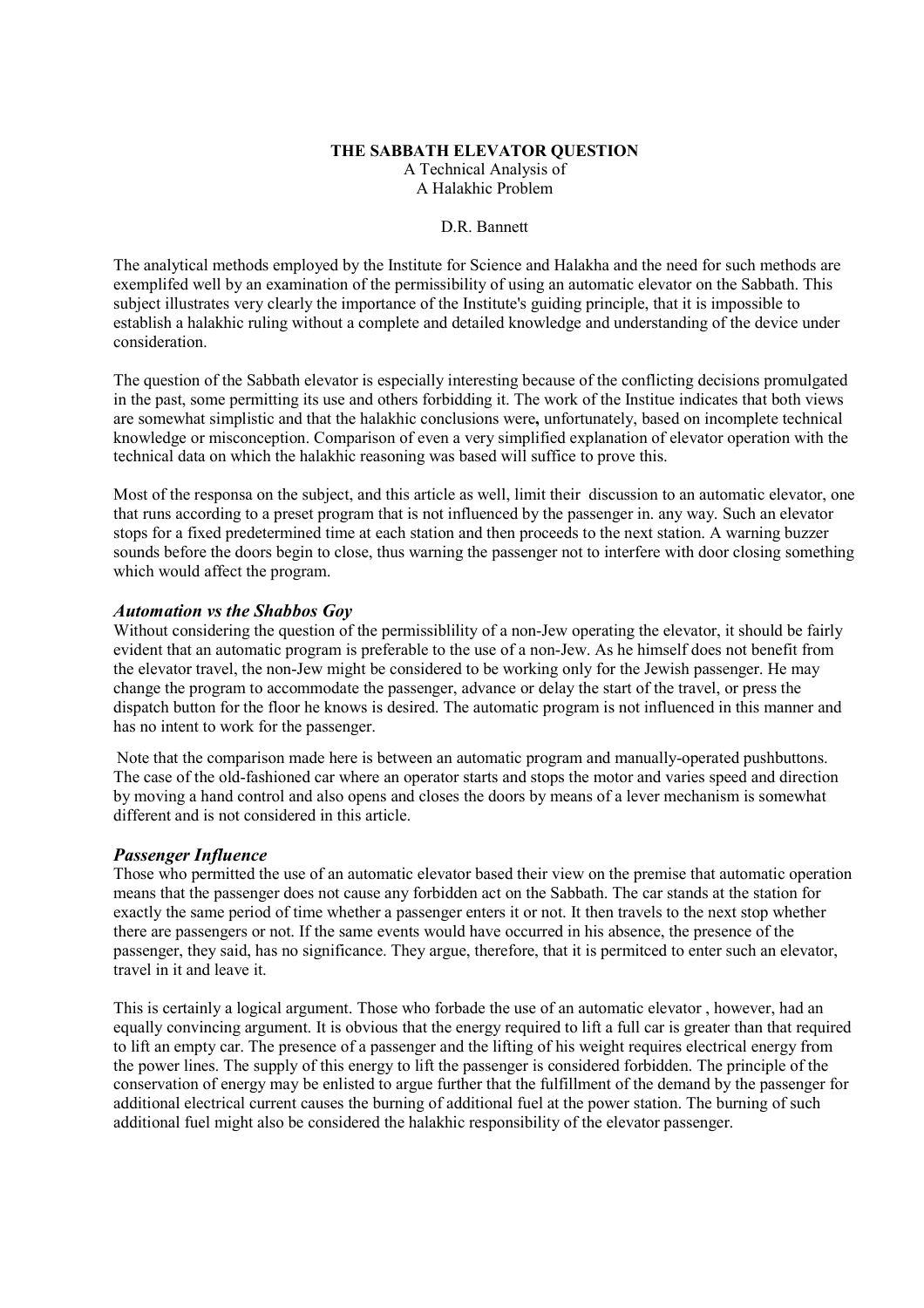# THE SABBATH ELEVATOR QUESTION

A Technical Analysis of
A Halakhic Problem

D.R. Bannett

The analytical methods employed by the Institute for Science and Halakha and the need for such methods are exemplifed well by an examination of the permissibility of using an automatic elevator on the Sabbath. This subject illustrates very clearly the importance of the Institute's guiding principle, that it is impossible to establish a halakhic ruling without a complete and detailed knowledge and understanding of the device under consideration.

The question of the Sabbath elevator is especially interesting because of the conflicting decisions promulgated in the past, some permitting its use and others forbidding it. The work of the Institue indicates that both views are somewhat simplistic and that the halakhic conclusions were**,** unfortunately, based on incomplete technical knowledge or misconception. Comparison of even a very simplified explanation of elevator operation with the technical data on which the halakhic reasoning was based will suffice to prove this.

Most of the responsa on the subject, and this article as well, limit their discussion to an automatic elevator, one that runs according to a preset program that is not influenced by the passenger in. any way. Such an elevator stops for a fixed predetermined time at each station and then proceeds to the next station. A warning buzzer sounds before the doors begin to close, thus warning the passenger not to interfere with door closing something which would affect the program.

### *Automation vs the Shabbos Goy*

Without considering the question of the permissiblility of a non-Jew operating the elevator, it should be fairly evident that an automatic program is preferable to the use of a non-Jew. As he himself does not benefit from the elevator travel, the non-Jew might be considered to be working only for the Jewish passenger. He may change the program to accommodate the passenger, advance or delay the start of the travel, or press the dispatch button for the floor he knows is desired. The automatic program is not influenced in this manner and has no intent to work for the passenger.

Note that the comparison made here is between an automatic program and manually-operated pushbuttons. The case of the old-fashioned car where an operator starts and stops the motor and varies speed and direction by moving a hand control and also opens and closes the doors by means of a lever mechanism is somewhat different and is not considered in this article.

### *Passenger Influence*

Those who permitted the use of an automatic elevator based their view on the premise that automatic operation means that the passenger does not cause any forbidden act on the Sabbath. The car stands at the station for exactly the same period of time whether a passenger enters it or not. It then travels to the next stop whether there are passengers or not. If the same events would have occurred in his absence, the presence of the passenger, they said, has no significance. They argue, therefore, that it is permitced to enter such an elevator, travel in it and leave it.

This is certainly a logical argument. Those who forbade the use of an automatic elevator , however, had an equally convincing argument. It is obvious that the energy required to lift a full car is greater than that required to lift an empty car. The presence of a passenger and the lifting of his weight requires electrical energy from the power lines. The supply of this energy to lift the passenger is considered forbidden. The principle of the conservation of energy may be enlisted to argue further that the fulfillment of the demand by the passenger for additional electrical current causes the burning of additional fuel at the power station. The burning of such additional fuel might also be considered the halakhic responsibility of the elevator passenger.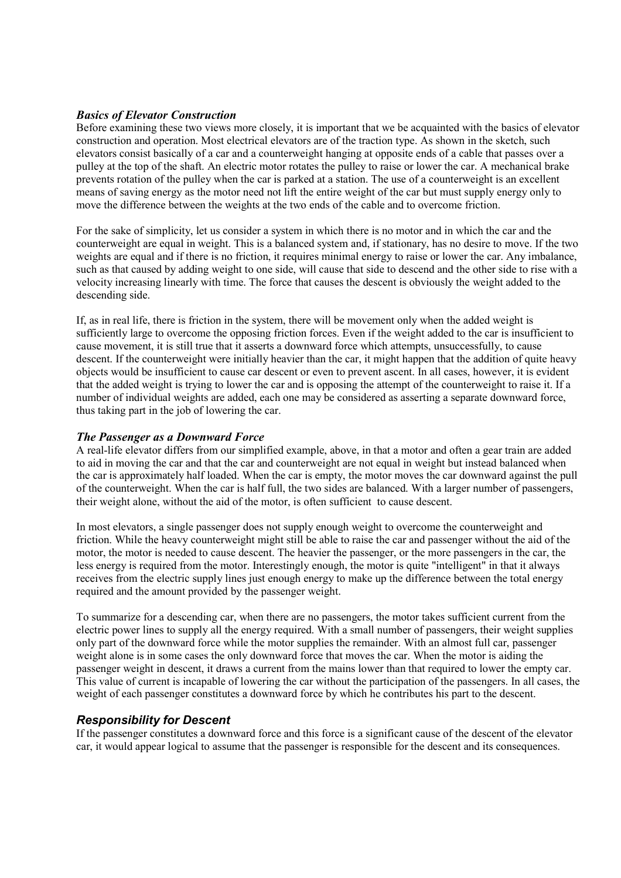### *Basics of Elevator Construction*

Before examining these two views more closely, it is important that we be acquainted with the basics of elevator construction and operation. Most electrical elevators are of the traction type. As shown in the sketch, such elevators consist basically of a car and a counterweight hanging at opposite ends of a cable that passes over a pulley at the top of the shaft. An electric motor rotates the pulley to raise or lower the car. A mechanical brake prevents rotation of the pulley when the car is parked at a station. The use of a counterweight is an excellent means of saving energy as the motor need not lift the entire weight of the car but must supply energy only to move the difference between the weights at the two ends of the cable and to overcome friction.

For the sake of simplicity, let us consider a system in which there is no motor and in which the car and the counterweight are equal in weight. This is a balanced system and, if stationary, has no desire to move. If the two weights are equal and if there is no friction, it requires minimal energy to raise or lower the car. Any imbalance, such as that caused by adding weight to one side, will cause that side to descend and the other side to rise with a velocity increasing linearly with time. The force that causes the descent is obviously the weight added to the descending side.

If, as in real life, there is friction in the system, there will be movement only when the added weight is sufficiently large to overcome the opposing friction forces. Even if the weight added to the car is insufficient to cause movement, it is still true that it asserts a downward force which attempts, unsuccessfully, to cause descent. If the counterweight were initially heavier than the car, it might happen that the addition of quite heavy objects would be insufficient to cause car descent or even to prevent ascent. In all cases, however, it is evident that the added weight is trying to lower the car and is opposing the attempt of the counterweight to raise it. If a number of individual weights are added, each one may be considered as asserting a separate downward force, thus taking part in the job of lowering the car.

### *The Passenger as a Downward Force*

A real-life elevator differs from our simplified example, above, in that a motor and often a gear train are added to aid in moving the car and that the car and counterweight are not equal in weight but instead balanced when the car is approximately half loaded. When the car is empty, the motor moves the car downward against the pull of the counterweight. When the car is half full, the two sides are balanced. With a larger number of passengers, their weight alone, without the aid of the motor, is often sufficient to cause descent.

In most elevators, a single passenger does not supply enough weight to overcome the counterweight and friction. While the heavy counterweight might still be able to raise the car and passenger without the aid of the motor, the motor is needed to cause descent. The heavier the passenger, or the more passengers in the car, the less energy is required from the motor. Interestingly enough, the motor is quite "intelligent" in that it always receives from the electric supply lines just enough energy to make up the difference between the total energy required and the amount provided by the passenger weight.

To summarize for a descending car, when there are no passengers, the motor takes sufficient current from the electric power lines to supply all the energy required. With a small number of passengers, their weight supplies only part of the downward force while the motor supplies the remainder. With an almost full car, passenger weight alone is in some cases the only downward force that moves the car. When the motor is aiding the passenger weight in descent, it draws a current from the mains lower than that required to lower the empty car. This value of current is incapable of lowering the car without the participation of the passengers. In all cases, the weight of each passenger constitutes a downward force by which he contributes his part to the descent.

### *Responsibility for Descent*

If the passenger constitutes a downward force and this force is a significant cause of the descent of the elevator car, it would appear logical to assume that the passenger is responsible for the descent and its consequences.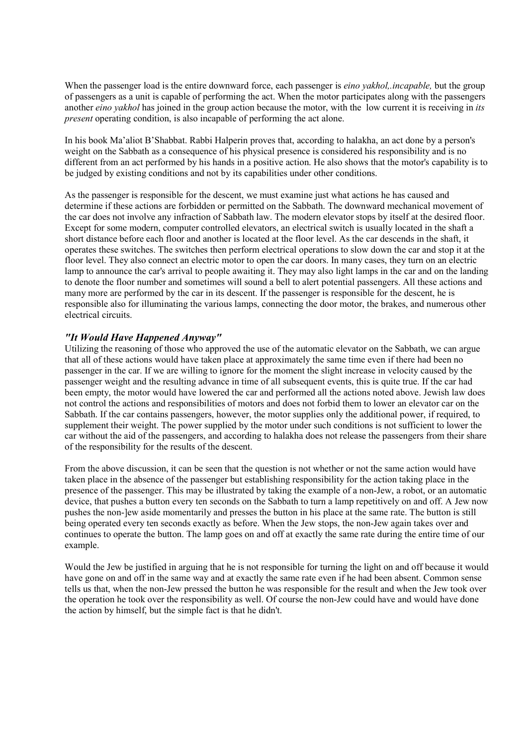When the passenger load is the entire downward force, each passenger is *eino yakhol,.incapable,* but the group of passengers as a unit is capable of performing the act. When the motor participates along with the passengers another *eino yakhol* has joined in the group action because the motor, with the low current it is receiving in *its present* operating condition, is also incapable of performing the act alone.

In his book Ma'aliot B'Shabbat. Rabbi Halperin proves that, according to halakha, an act done by a person's weight on the Sabbath as a consequence of his physical presence is considered his responsibility and is no different from an act performed by his hands in a positive action. He also shows that the motor's capability is to be judged by existing conditions and not by its capabilities under other conditions.

As the passenger is responsible for the descent, we must examine just what actions he has caused and determine if these actions are forbidden or permitted on the Sabbath. The downward mechanical movement of the car does not involve any infraction of Sabbath law. The modern elevator stops by itself at the desired floor. Except for some modern, computer controlled elevators, an electrical switch is usually located in the shaft a short distance before each floor and another is located at the floor level. As the car descends in the shaft, it operates these switches. The switches then perform electrical operations to slow down the car and stop it at the floor level. They also connect an electric motor to open the car doors. In many cases, they turn on an electric lamp to announce the car's arrival to people awaiting it. They may also light lamps in the car and on the landing to denote the floor number and sometimes will sound a bell to alert potential passengers. All these actions and many more are performed by the car in its descent. If the passenger is responsible for the descent, he is responsible also for illuminating the various lamps, connecting the door motor, the brakes, and numerous other electrical circuits.

### *"It Would Have Happened Anyway"*

Utilizing the reasoning of those who approved the use of the automatic elevator on the Sabbath, we can argue that all of these actions would have taken place at approximately the same time even if there had been no passenger in the car. If we are willing to ignore for the moment the slight increase in velocity caused by the passenger weight and the resulting advance in time of all subsequent events, this is quite true. If the car had been empty, the motor would have lowered the car and performed all the actions noted above. Jewish law does not control the actions and responsibilities of motors and does not forbid them to lower an elevator car on the Sabbath. If the car contains passengers, however, the motor supplies only the additional power, if required, to supplement their weight. The power supplied by the motor under such conditions is not sufficient to lower the car without the aid of the passengers, and according to halakha does not release the passengers from their share of the responsibility for the results of the descent.

From the above discussion, it can be seen that the question is not whether or not the same action would have taken place in the absence of the passenger but establishing responsibility for the action taking place in the presence of the passenger. This may be illustrated by taking the example of a non-Jew, a robot, or an automatic device, that pushes a button every ten seconds on the Sabbath to turn a lamp repetitively on and off. A Jew now pushes the non-]ew aside momentarily and presses the button in his place at the same rate. The button is still being operated every ten seconds exactly as before. When the Jew stops, the non-Jew again takes over and continues to operate the button. The lamp goes on and off at exactly the same rate during the entire time of our example.

Would the Jew be justified in arguing that he is not responsible for turning the light on and off because it would have gone on and off in the same way and at exactly the same rate even if he had been absent. Common sense tells us that, when the non-Jew pressed the button he was responsible for the result and when the Jew took over the operation he took over the responsibility as well. Of course the non-Jew could have and would have done the action by himself, but the simple fact is that he didn't.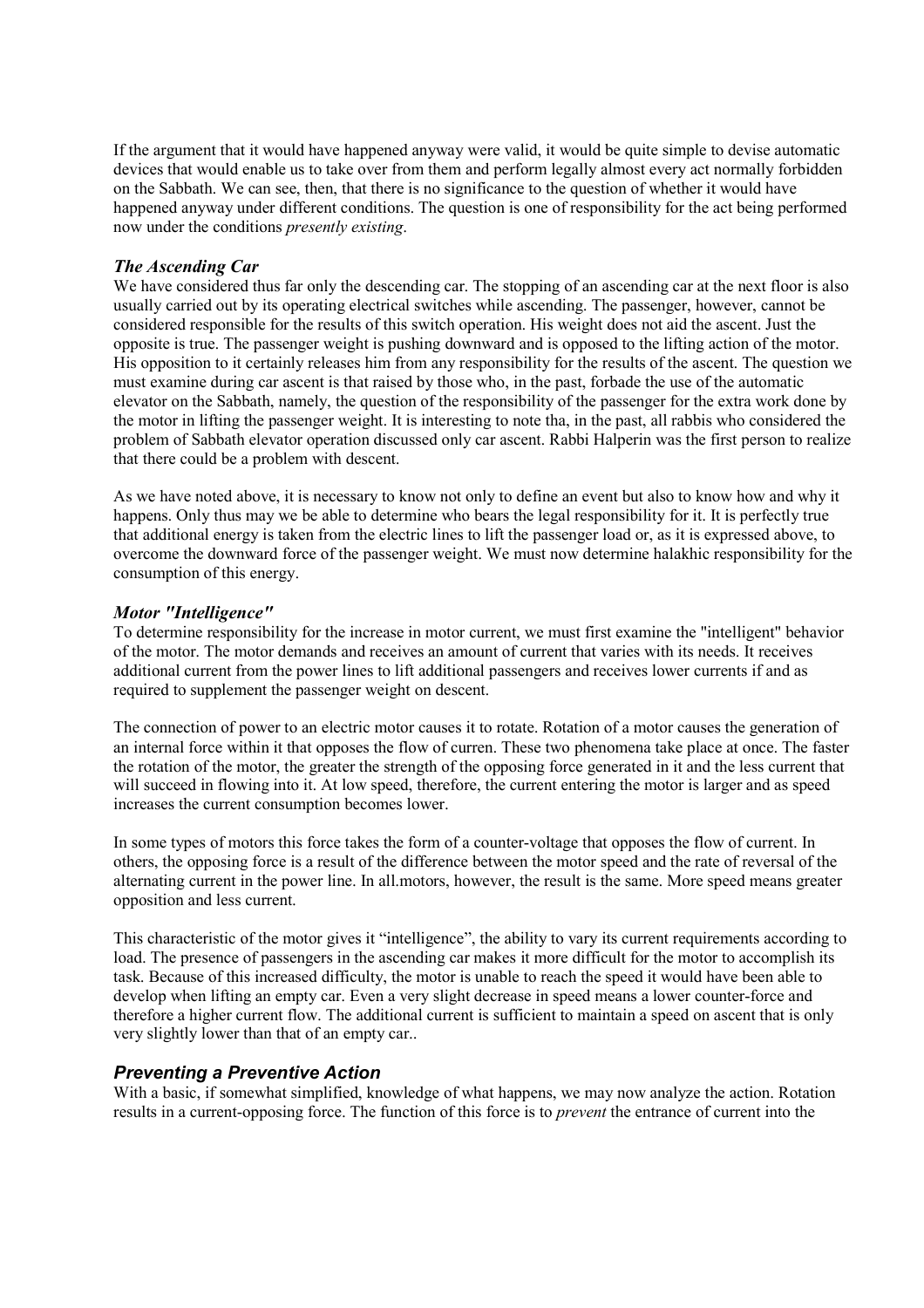If the argument that it would have happened anyway were valid, it would be quite simple to devise automatic devices that would enable us to take over from them and perform legally almost every act normally forbidden on the Sabbath. We can see, then, that there is no significance to the question of whether it would have happened anyway under different conditions. The question is one of responsibility for the act being performed now under the conditions *presently existing*.

### *The Ascending Car*

We have considered thus far only the descending car. The stopping of an ascending car at the next floor is also usually carried out by its operating electrical switches while ascending. The passenger, however, cannot be considered responsible for the results of this switch operation. His weight does not aid the ascent. Just the opposite is true. The passenger weight is pushing downward and is opposed to the lifting action of the motor. His opposition to it certainly releases him from any responsibility for the results of the ascent. The question we must examine during car ascent is that raised by those who, in the past, forbade the use of the automatic elevator on the Sabbath, namely, the question of the responsibility of the passenger for the extra work done by the motor in lifting the passenger weight. It is interesting to note tha, in the past, all rabbis who considered the problem of Sabbath elevator operation discussed only car ascent. Rabbi Halperin was the first person to realize that there could be a problem with descent.

As we have noted above, it is necessary to know not only to define an event but also to know how and why it happens. Only thus may we be able to determine who bears the legal responsibility for it. It is perfectly true that additional energy is taken from the electric lines to lift the passenger load or, as it is expressed above, to overcome the downward force of the passenger weight. We must now determine halakhic responsibility for the consumption of this energy.

### *Motor "Intelligence"*

To determine responsibility for the increase in motor current, we must first examine the "intelligent" behavior of the motor. The motor demands and receives an amount of current that varies with its needs. It receives additional current from the power lines to lift additional passengers and receives lower currents if and as required to supplement the passenger weight on descent.

The connection of power to an electric motor causes it to rotate. Rotation of a motor causes the generation of an internal force within it that opposes the flow of curren. These two phenomena take place at once. The faster the rotation of the motor, the greater the strength of the opposing force generated in it and the less current that will succeed in flowing into it. At low speed, therefore, the current entering the motor is larger and as speed increases the current consumption becomes lower.

In some types of motors this force takes the form of a counter-voltage that opposes the flow of current. In others, the opposing force is a result of the difference between the motor speed and the rate of reversal of the alternating current in the power line. In all.motors, however, the result is the same. More speed means greater opposition and less current.

This characteristic of the motor gives it "intelligence", the ability to vary its current requirements according to load. The presence of passengers in the ascending car makes it more difficult for the motor to accomplish its task. Because of this increased difficulty, the motor is unable to reach the speed it would have been able to develop when lifting an empty car. Even a very slight decrease in speed means a lower counter-force and therefore a higher current flow. The additional current is sufficient to maintain a speed on ascent that is only very slightly lower than that of an empty car..

### ***Preventing a Preventive Action***

With a basic, if somewhat simplified, knowledge of what happens, we may now analyze the action. Rotation results in a current-opposing force. The function of this force is to *prevent* the entrance of current into the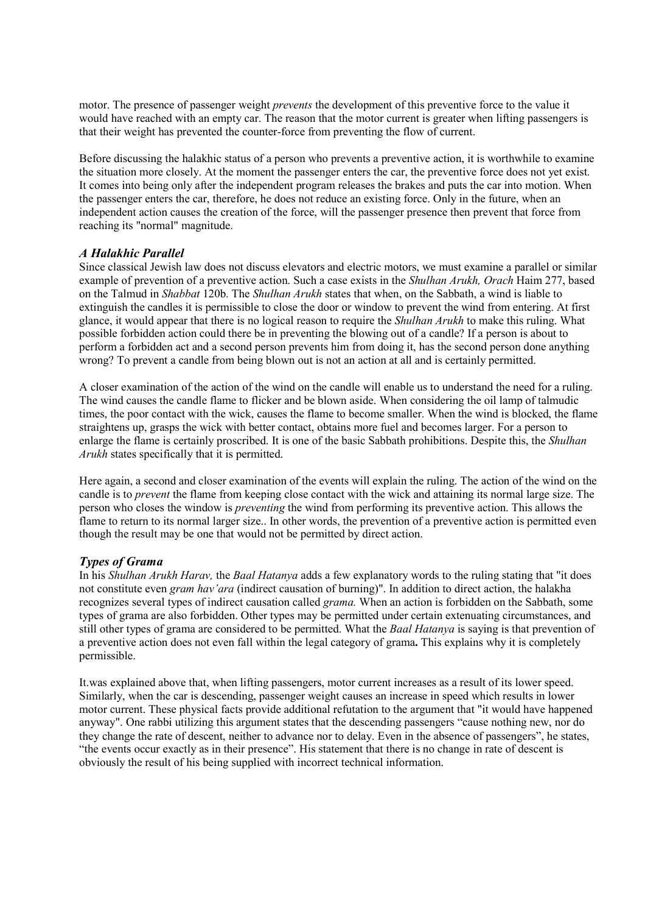motor. The presence of passenger weight *prevents* the development of this preventive force to the value it would have reached with an empty car. The reason that the motor current is greater when lifting passengers is that their weight has prevented the counter-force from preventing the flow of current.

Before discussing the halakhic status of a person who prevents a preventive action, it is worthwhile to examine the situation more closely. At the moment the passenger enters the car, the preventive force does not yet exist. It comes into being only after the independent program releases the brakes and puts the car into motion. When the passenger enters the car, therefore, he does not reduce an existing force. Only in the future, when an independent action causes the creation of the force, will the passenger presence then prevent that force from reaching its "normal" magnitude.

### *A Halakhic Parallel*

Since classical Jewish law does not discuss elevators and electric motors, we must examine a parallel or similar example of prevention of a preventive action. Such a case exists in the *Shulhan Arukh, Orach* Haim 277, based on the Talmud in *Shabbat* 120b. The *Shulhan Arukh* states that when, on the Sabbath, a wind is liable to extinguish the candles it is permissible to close the door or window to prevent the wind from entering. At first glance, it would appear that there is no logical reason to require the *Shulhan Arukh* to make this ruling. What possible forbidden action could there be in preventing the blowing out of a candle? If a person is about to perform a forbidden act and a second person prevents him from doing it, has the second person done anything wrong? To prevent a candle from being blown out is not an action at all and is certainly permitted.

A closer examination of the action of the wind on the candle will enable us to understand the need for a ruling. The wind causes the candle flame to flicker and be blown aside. When considering the oil lamp of talmudic times, the poor contact with the wick, causes the flame to become smaller. When the wind is blocked, the flame straightens up, grasps the wick with better contact, obtains more fuel and becomes larger. For a person to enlarge the flame is certainly proscribed. It is one of the basic Sabbath prohibitions. Despite this, the *Shulhan Arukh* states specifically that it is permitted.

Here again, a second and closer examination of the events will explain the ruling. The action of the wind on the candle is to *prevent* the flame from keeping close contact with the wick and attaining its normal large size. The person who closes the window is *preventing* the wind from performing its preventive action. This allows the flame to return to its normal larger size.. In other words, the prevention of a preventive action is permitted even though the result may be one that would not be permitted by direct action.

### *Types of Grama*

In his *Shulhan Arukh Harav,* the *Baal Hatanya* adds a few explanatory words to the ruling stating that "it does not constitute even *gram hav'ara* (indirect causation of burning)". In addition to direct action, the halakha recognizes several types of indirect causation called *grama.* When an action is forbidden on the Sabbath, some types of grama are also forbidden. Other types may be permitted under certain extenuating circumstances, and still other types of grama are considered to be permitted. What the *Baal Hatanya* is saying is that prevention of a preventive action does not even fall within the legal category of grama**.** This explains why it is completely permissible.

It.was explained above that, when lifting passengers, motor current increases as a result of its lower speed. Similarly, when the car is descending, passenger weight causes an increase in speed which results in lower motor current. These physical facts provide additional refutation to the argument that "it would have happened anyway". One rabbi utilizing this argument states that the descending passengers "cause nothing new, nor do they change the rate of descent, neither to advance nor to delay. Even in the absence of passengers", he states, "the events occur exactly as in their presence". His statement that there is no change in rate of descent is obviously the result of his being supplied with incorrect technical information.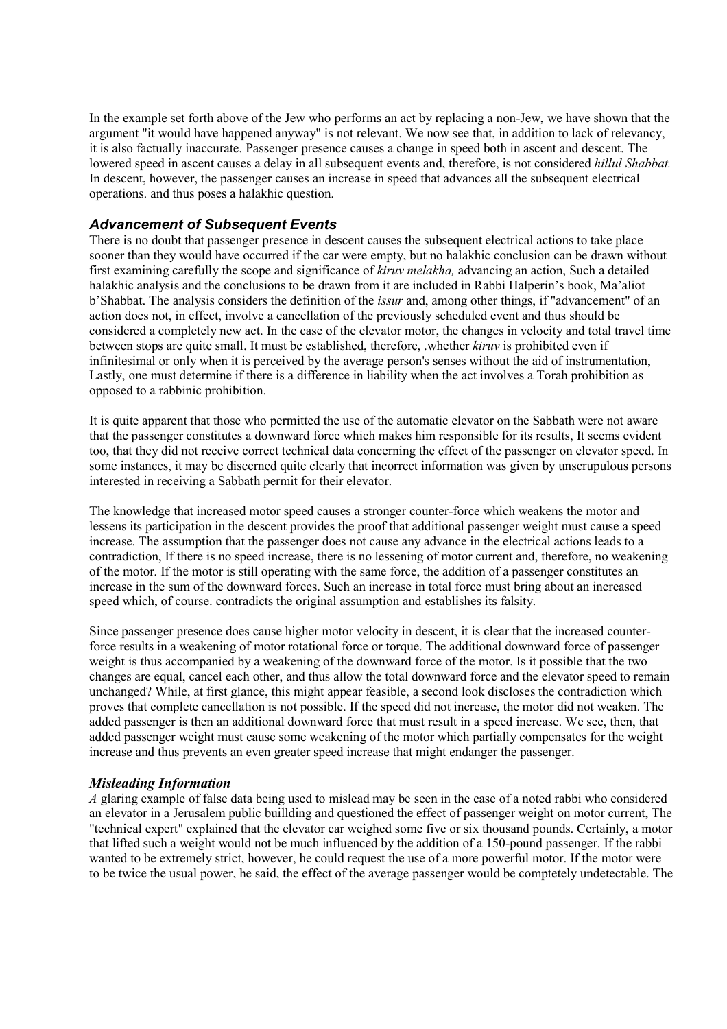In the example set forth above of the Jew who performs an act by replacing a non-Jew, we have shown that the argument "it would have happened anyway" is not relevant. We now see that, in addition to lack of relevancy, it is also factually inaccurate. Passenger presence causes a change in speed both in ascent and descent. The lowered speed in ascent causes a delay in all subsequent events and, therefore, is not considered *hillul Shabbat.* In descent, however, the passenger causes an increase in speed that advances all the subsequent electrical operations. and thus poses a halakhic question.

### *Advancement of Subsequent Events*

There is no doubt that passenger presence in descent causes the subsequent electrical actions to take place sooner than they would have occurred if the car were empty, but no halakhic conclusion can be drawn without first examining carefully the scope and significance of *kiruv melakha,* advancing an action, Such a detailed halakhic analysis and the conclusions to be drawn from it are included in Rabbi Halperin's book, Ma'aliot b'Shabbat. The analysis considers the definition of the *issur* and, among other things, if "advancement" of an action does not, in effect, involve a cancellation of the previously scheduled event and thus should be considered a completely new act. In the case of the elevator motor, the changes in velocity and total travel time between stops are quite small. It must be established, therefore, .whether *kiruv* is prohibited even if infinitesimal or only when it is perceived by the average person's senses without the aid of instrumentation, Lastly, one must determine if there is a difference in liability when the act involves a Torah prohibition as opposed to a rabbinic prohibition.

It is quite apparent that those who permitted the use of the automatic elevator on the Sabbath were not aware that the passenger constitutes a downward force which makes him responsible for its results, It seems evident too, that they did not receive correct technical data concerning the effect of the passenger on elevator speed. In some instances, it may be discerned quite clearly that incorrect information was given by unscrupulous persons interested in receiving a Sabbath permit for their elevator.

The knowledge that increased motor speed causes a stronger counter-force which weakens the motor and lessens its participation in the descent provides the proof that additional passenger weight must cause a speed increase. The assumption that the passenger does not cause any advance in the electrical actions leads to a contradiction, If there is no speed increase, there is no lessening of motor current and, therefore, no weakening of the motor. If the motor is still operating with the same force, the addition of a passenger constitutes an increase in the sum of the downward forces. Such an increase in total force must bring about an increased speed which, of course. contradicts the original assumption and establishes its falsity.

Since passenger presence does cause higher motor velocity in descent, it is clear that the increased counter-force results in a weakening of motor rotational force or torque. The additional downward force of passenger weight is thus accompanied by a weakening of the downward force of the motor. Is it possible that the two changes are equal, cancel each other, and thus allow the total downward force and the elevator speed to remain unchanged? While, at first glance, this might appear feasible, a second look discloses the contradiction which proves that complete cancellation is not possible. If the speed did not increase, the motor did not weaken. The added passenger is then an additional downward force that must result in a speed increase. We see, then, that added passenger weight must cause some weakening of the motor which partially compensates for the weight increase and thus prevents an even greater speed increase that might endanger the passenger.

### *Misleading Information*

*A* glaring example of false data being used to mislead may be seen in the case of a noted rabbi who considered an elevator in a Jerusalem public buillding and questioned the effect of passenger weight on motor current, The "technical expert" explained that the elevator car weighed some five or six thousand pounds. Certainly, a motor that lifted such a weight would not be much influenced by the addition of a 150-pound passenger. If the rabbi wanted to be extremely strict, however, he could request the use of a more powerful motor. If the motor were to be twice the usual power, he said, the effect of the average passenger would be comptetely undetectable. The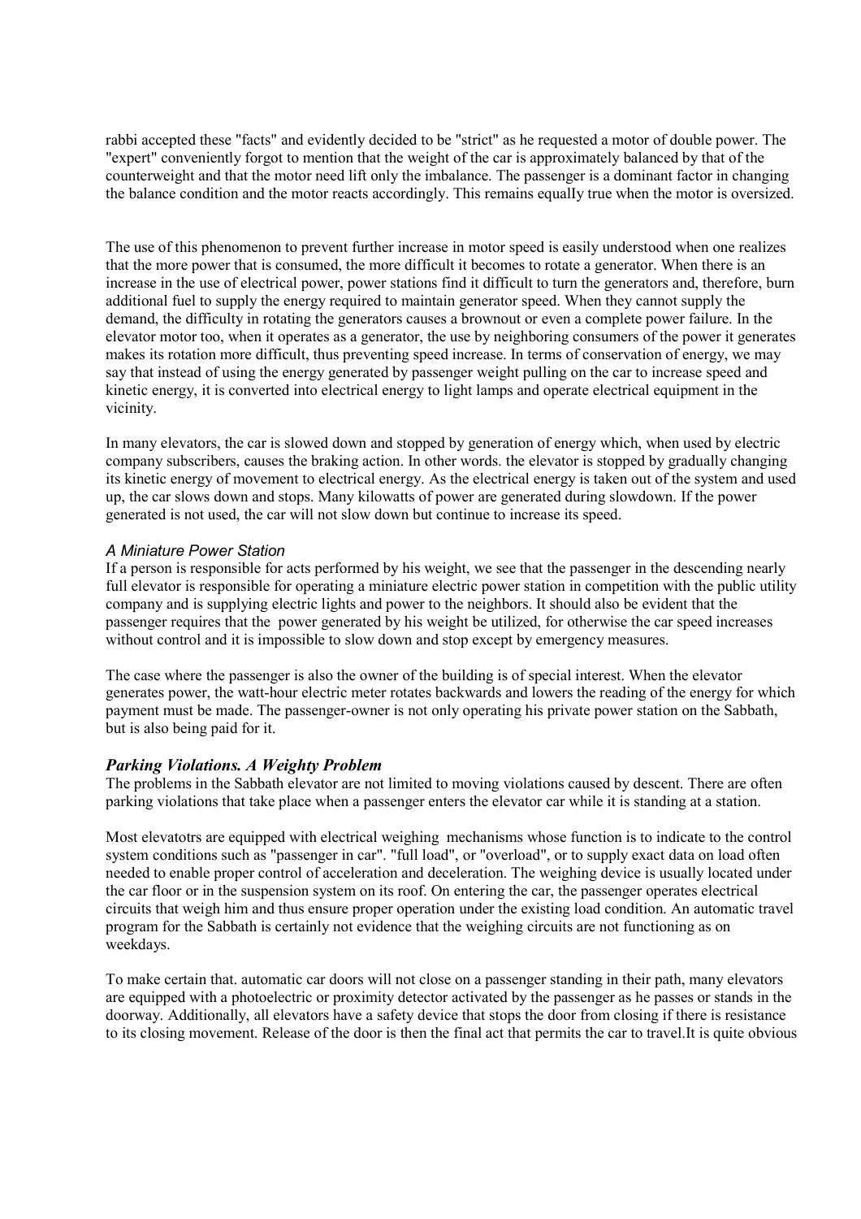rabbi accepted these "facts" and evidently decided to be "strict" as he requested a motor of double power. The "expert" conveniently forgot to mention that the weight of the car is approximately balanced by that of the counterweight and that the motor need lift only the imbalance. The passenger is a dominant factor in changing the balance condition and the motor reacts accordingly. This remains equalIy true when the motor is oversized.

The use of this phenomenon to prevent further increase in motor speed is easily understood when one realizes that the more power that is consumed, the more difficult it becomes to rotate a generator. When there is an increase in the use of electrical power, power stations find it difficult to turn the generators and, therefore, burn additional fuel to supply the energy required to maintain generator speed. When they cannot supply the demand, the difficulty in rotating the generators causes a brownout or even a complete power failure. In the elevator motor too, when it operates as a generator, the use by neighboring consumers of the power it generates makes its rotation more difficult, thus preventing speed increase. In terms of conservation of energy, we may say that instead of using the energy generated by passenger weight pulling on the car to increase speed and kinetic energy, it is converted into electrical energy to light lamps and operate electrical equipment in the vicinity.

In many elevators, the car is slowed down and stopped by generation of energy which, when used by electric company subscribers, causes the braking action. In other words. the elevator is stopped by gradually changing its kinetic energy of movement to electrical energy. As the electrical energy is taken out of the system and used up, the car slows down and stops. Many kilowatts of power are generated during slowdown. If the power generated is not used, the car will not slow down but continue to increase its speed.

### *A Miniature Power Station*

If a person is responsible for acts performed by his weight, we see that the passenger in the descending nearly full elevator is responsible for operating a miniature electric power station in competition with the public utility company and is supplying electric lights and power to the neighbors. It should also be evident that the passenger requires that the power generated by his weight be utilized, for otherwise the car speed increases without control and it is impossible to slow down and stop except by emergency measures.

The case where the passenger is also the owner of the building is of special interest. When the elevator generates power, the watt-hour electric meter rotates backwards and lowers the reading of the energy for which payment must be made. The passenger-owner is not only operating his private power station on the Sabbath, but is also being paid for it.

### ***Parking Violations. A Weighty Problem***

The problems in the Sabbath elevator are not limited to moving violations caused by descent. There are often parking violations that take place when a passenger enters the elevator car while it is standing at a station.

Most elevatotrs are equipped with electrical weighing mechanisms whose function is to indicate to the control system conditions such as "passenger in car". "full load", or "overload", or to supply exact data on load often needed to enable proper control of acceleration and deceleration. The weighing device is usually located under the car floor or in the suspension system on its roof. On entering the car, the passenger operates electrical circuits that weigh him and thus ensure proper operation under the existing load condition. An automatic travel program for the Sabbath is certainly not evidence that the weighing circuits are not functioning as on weekdays.

To make certain that. automatic car doors will not close on a passenger standing in their path, many elevators are equipped with a photoelectric or proximity detector activated by the passenger as he passes or stands in the doorway. Additionally, all elevators have a safety device that stops the door from closing if there is resistance to its closing movement. Release of the door is then the final act that permits the car to travel.It is quite obvious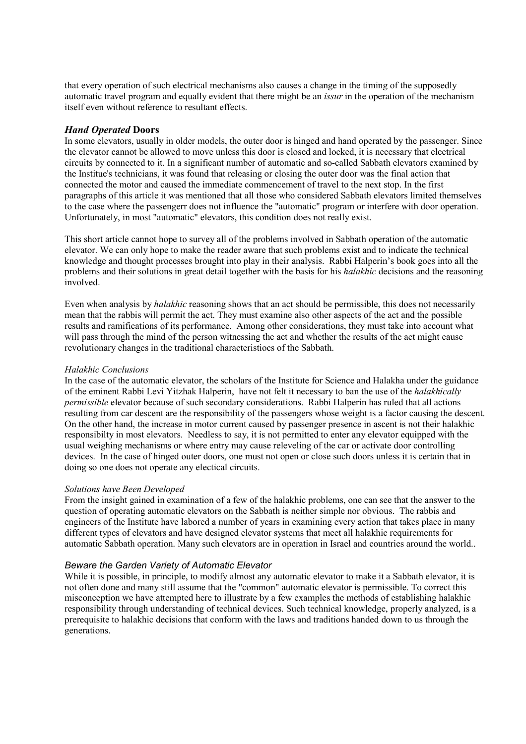that every operation of such electrical mechanisms also causes a change in the timing of the supposedly automatic travel program and equally evident that there might be an *issur* in the operation of the mechanism itself even without reference to resultant effects.

### ***Hand Operated* Doors**

In some elevators, usually in older models, the outer door is hinged and hand operated by the passenger. Since the elevator cannot be allowed to move unless this door is closed and locked, it is necessary that electrical circuits by connected to it. In a significant number of automatic and so-called Sabbath elevators examined by the Institue's technicians, it was found that releasing or closing the outer door was the final action that connected the motor and caused the immediate commencement of travel to the next stop. In the first paragraphs of this article it was mentioned that all those who considered Sabbath elevators limited themselves to the case where the passengerr does not influence the "automatic" program or interfere with door operation. Unfortunately, in most "automatic" elevators, this condition does not really exist.

This short article cannot hope to survey all of the problems involved in Sabbath operation of the automatic elevator. We can only hope to make the reader aware that such problems exist and to indicate the technical knowledge and thought processes brought into play in their analysis. Rabbi Halperin's book goes into all the problems and their solutions in great detail together with the basis for his *halakhic* decisions and the reasoning involved.

Even when analysis by *halakhic* reasoning shows that an act should be permissible, this does not necessarily mean that the rabbis will permit the act. They must examine also other aspects of the act and the possible results and ramifications of its performance. Among other considerations, they must take into account what will pass through the mind of the person witnessing the act and whether the results of the act might cause revolutionary changes in the traditional characteristiocs of the Sabbath.

#### *Halakhic Conclusions*

In the case of the automatic elevator, the scholars of the Institute for Science and Halakha under the guidance of the eminent Rabbi Levi Yitzhak Halperin, have not felt it necessary to ban the use of the *halakhically permissible* elevator because of such secondary considerations. Rabbi Halperin has ruled that all actions resulting from car descent are the responsibility of the passengers whose weight is a factor causing the descent. On the other hand, the increase in motor current caused by passenger presence in ascent is not their halakhic responsibilty in most elevators. Needless to say, it is not permitted to enter any elevator equipped with the usual weighing mechanisms or where entry may cause releveling of the car or activate door controlling devices. In the case of hinged outer doors, one must not open or close such doors unless it is certain that in doing so one does not operate any electical circuits.

#### *Solutions have Been Developed*

From the insight gained in examination of a few of the halakhic problems, one can see that the answer to the question of operating automatic elevators on the Sabbath is neither simple nor obvious. The rabbis and engineers of the Institute have labored a number of years in examining every action that takes place in many different types of elevators and have designed elevator systems that meet all halakhic requirements for automatic Sabbath operation. Many such elevators are in operation in Israel and countries around the world..

#### *Beware the Garden Variety of Automatic Elevator*

While it is possible, in principle, to modify almost any automatic elevator to make it a Sabbath elevator, it is not often done and many still assume that the "common" automatic elevator is permissible. To correct this misconception we have attempted here to illustrate by a few examples the methods of establishing halakhic responsibility through understanding of technical devices. Such technical knowledge, properly analyzed, is a prerequisite to halakhic decisions that conform with the laws and traditions handed down to us through the generations.